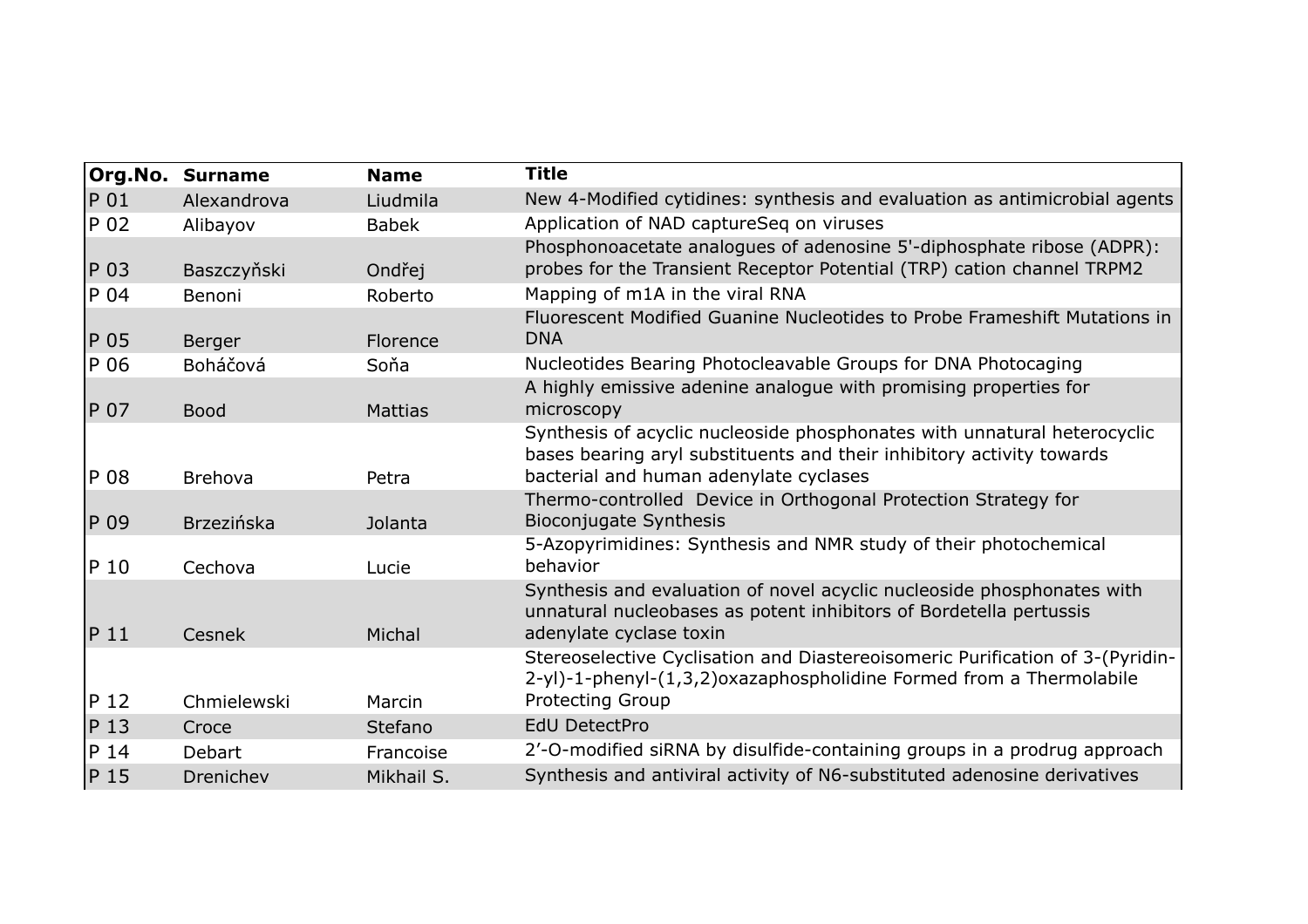| Org.No. | Surname | Name | Title |
|---|---|---|---|
| P 01 | Alexandrova | Liudmila | New 4-Modified cytidines: synthesis and evaluation as antimicrobial agents |
| P 02 | Alibayov | Babek | Application of NAD captureSeq on viruses |
| P 03 | Baszczyňski | Ondřej | Phosphonoacetate analogues of adenosine 5'-diphosphate ribose (ADPR): probes for the Transient Receptor Potential (TRP) cation channel TRPM2 |
| P 04 | Benoni | Roberto | Mapping of m1A in the viral RNA |
| P 05 | Berger | Florence | Fluorescent Modified Guanine Nucleotides to Probe Frameshift Mutations in DNA |
| P 06 | Boháčová | Soňa | Nucleotides Bearing Photocleavable Groups for DNA Photocaging |
| P 07 | Bood | Mattias | A highly emissive adenine analogue with promising properties for microscopy |
| P 08 | Brehova | Petra | Synthesis of acyclic nucleoside phosphonates with unnatural heterocyclic bases bearing aryl substituents and their inhibitory activity towards bacterial and human adenylate cyclases |
| P 09 | Brzezińska | Jolanta | Thermo-controlled Device in Orthogonal Protection Strategy for Bioconjugate Synthesis |
| P 10 | Cechova | Lucie | 5-Azopyrimidines: Synthesis and NMR study of their photochemical behavior |
| P 11 | Cesnek | Michal | Synthesis and evaluation of novel acyclic nucleoside phosphonates with unnatural nucleobases as potent inhibitors of Bordetella pertussis adenylate cyclase toxin |
| P 12 | Chmielewski | Marcin | Stereoselective Cyclisation and Diastereoisomeric Purification of 3-(Pyridin-2-yl)-1-phenyl-(1,3,2)oxazaphospholidine Formed from a Thermolabile Protecting Group |
| P 13 | Croce | Stefano | EdU DetectPro |
| P 14 | Debart | Francoise | 2′-O-modified siRNA by disulfide-containing groups in a prodrug approach |
| P 15 | Drenichev | Mikhail S. | Synthesis and antiviral activity of N6-substituted adenosine derivatives |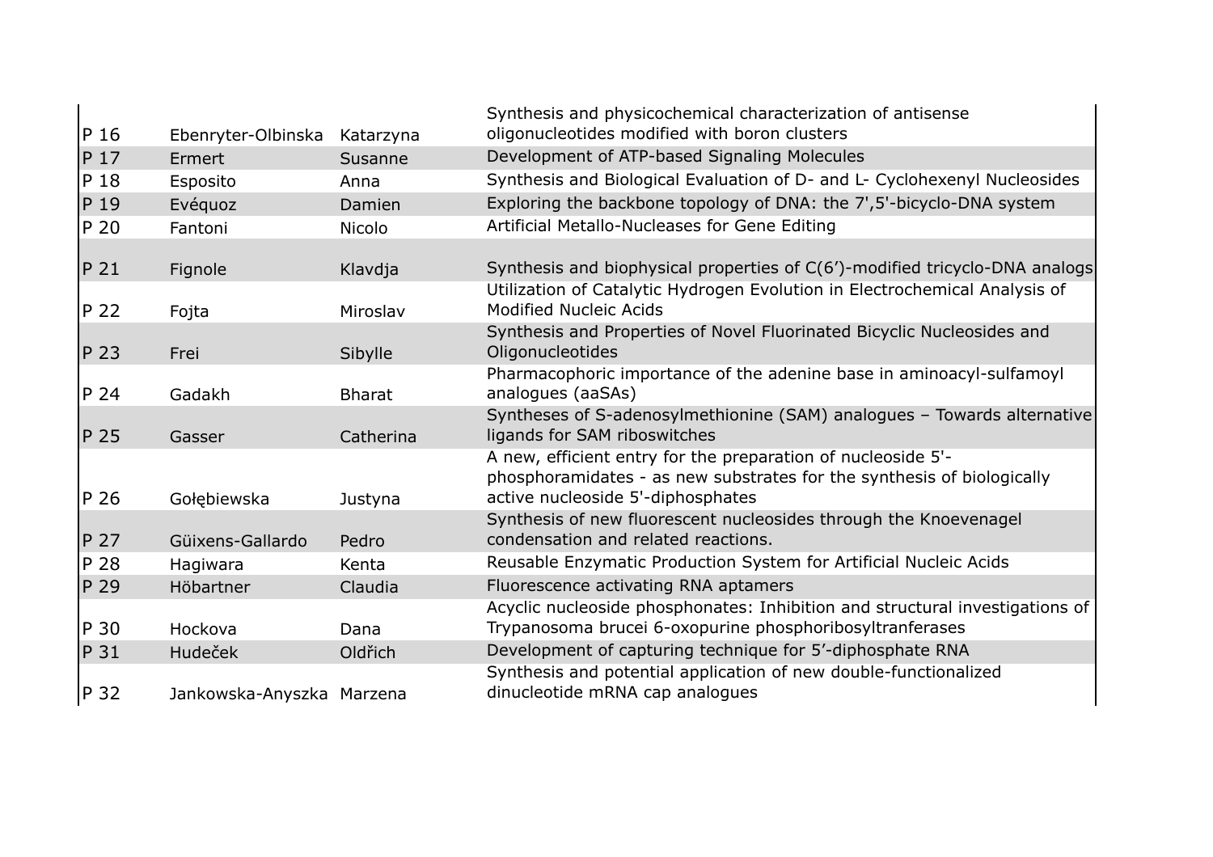| | | | |
|---|---|---|---|
| P 16 | Ebenryter-Olbinska | Katarzyna | Synthesis and physicochemical characterization of antisense oligonucleotides modified with boron clusters |
| P 17 | Ermert | Susanne | Development of ATP-based Signaling Molecules |
| P 18 | Esposito | Anna | Synthesis and Biological Evaluation of D- and L- Cyclohexenyl Nucleosides |
| P 19 | Evéquoz | Damien | Exploring the backbone topology of DNA: the 7',5'-bicyclo-DNA system |
| P 20 | Fantoni | Nicolo | Artificial Metallo-Nucleases for Gene Editing |
| P 21 | Fignole | Klavdja | Synthesis and biophysical properties of C(6')-modified tricyclo-DNA analogs |
| P 22 | Fojta | Miroslav | Utilization of Catalytic Hydrogen Evolution in Electrochemical Analysis of Modified Nucleic Acids |
| P 23 | Frei | Sibylle | Synthesis and Properties of Novel Fluorinated Bicyclic Nucleosides and Oligonucleotides |
| P 24 | Gadakh | Bharat | Pharmacophoric importance of the adenine base in aminoacyl-sulfamoyl analogues (aaSAs) |
| P 25 | Gasser | Catherina | Syntheses of S-adenosylmethionine (SAM) analogues – Towards alternative ligands for SAM riboswitches |
| P 26 | Gołębiewska | Justyna | A new, efficient entry for the preparation of nucleoside 5'-phosphoramidates - as new substrates for the synthesis of biologically active nucleoside 5'-diphosphates |
| P 27 | Güixens-Gallardo | Pedro | Synthesis of new fluorescent nucleosides through the Knoevenagel condensation and related reactions. |
| P 28 | Hagiwara | Kenta | Reusable Enzymatic Production System for Artificial Nucleic Acids |
| P 29 | Höbartner | Claudia | Fluorescence activating RNA aptamers |
| P 30 | Hockova | Dana | Acyclic nucleoside phosphonates: Inhibition and structural investigations of Trypanosoma brucei 6-oxopurine phosphoribosyltranferases |
| P 31 | Hudeček | Oldřich | Development of capturing technique for 5'-diphosphate RNA |
| P 32 | Jankowska-Anyszka | Marzena | Synthesis and potential application of new double-functionalized dinucleotide mRNA cap analogues |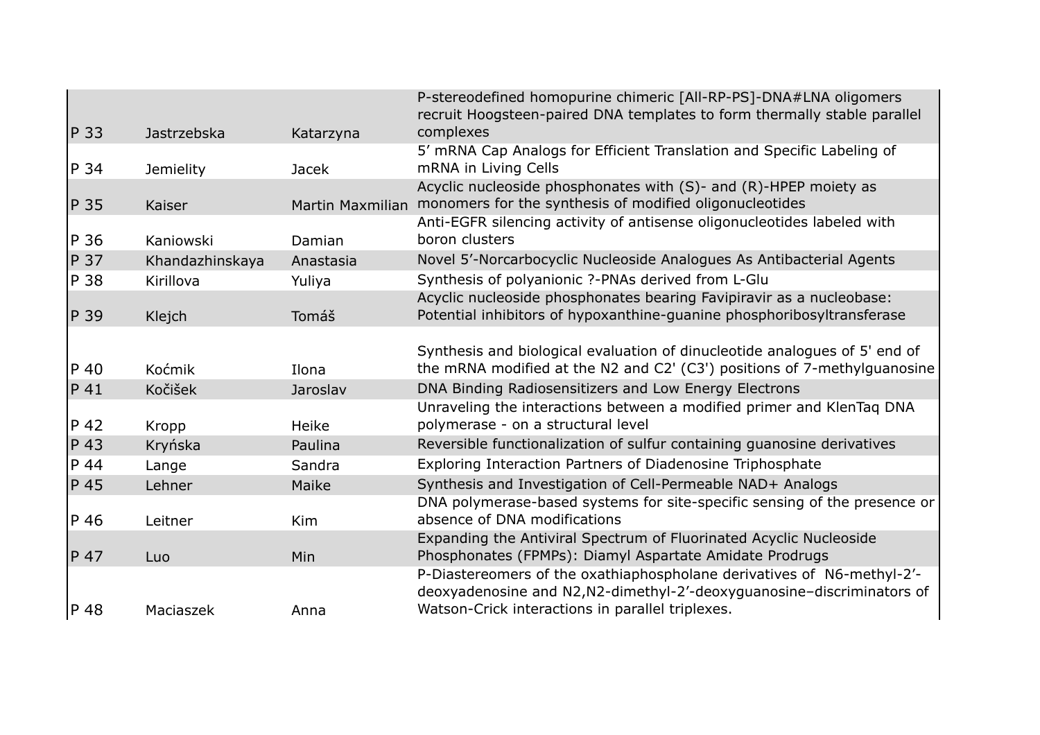| | | | |
|---|---|---|---|
| P 33 | Jastrzebska | Katarzyna | P-stereodefined homopurine chimeric [All-RP-PS]-DNA#LNA oligomers recruit Hoogsteen-paired DNA templates to form thermally stable parallel complexes |
| P 34 | Jemielity | Jacek | 5′ mRNA Cap Analogs for Efficient Translation and Specific Labeling of mRNA in Living Cells |
| P 35 | Kaiser | Martin Maxmilian | Acyclic nucleoside phosphonates with (S)- and (R)-HPEP moiety as monomers for the synthesis of modified oligonucleotides |
| P 36 | Kaniowski | Damian | Anti-EGFR silencing activity of antisense oligonucleotides labeled with boron clusters |
| P 37 | Khandazhinskaya | Anastasia | Novel 5′-Norcarbocyclic Nucleoside Analogues As Antibacterial Agents |
| P 38 | Kirillova | Yuliya | Synthesis of polyanionic ?-PNAs derived from L-Glu |
| P 39 | Klejch | Tomáš | Acyclic nucleoside phosphonates bearing Favipiravir as a nucleobase: Potential inhibitors of hypoxanthine-guanine phosphoribosyltransferase |
| P 40 | Koćmik | Ilona | Synthesis and biological evaluation of dinucleotide analogues of 5' end of the mRNA modified at the N2 and C2' (C3') positions of 7-methylguanosine |
| P 41 | Kočišek | Jaroslav | DNA Binding Radiosensitizers and Low Energy Electrons |
| P 42 | Kropp | Heike | Unraveling the interactions between a modified primer and KlenTaq DNA polymerase - on a structural level |
| P 43 | Kryńska | Paulina | Reversible functionalization of sulfur containing guanosine derivatives |
| P 44 | Lange | Sandra | Exploring Interaction Partners of Diadenosine Triphosphate |
| P 45 | Lehner | Maike | Synthesis and Investigation of Cell-Permeable NAD+ Analogs |
| P 46 | Leitner | Kim | DNA polymerase-based systems for site-specific sensing of the presence or absence of DNA modifications |
| P 47 | Luo | Min | Expanding the Antiviral Spectrum of Fluorinated Acyclic Nucleoside Phosphonates (FPMPs): Diamyl Aspartate Amidate Prodrugs |
| P 48 | Maciaszek | Anna | P-Diastereomers of the oxathiaphospholane derivatives of N6-methyl-2′-deoxyadenosine and N2,N2-dimethyl-2′-deoxyguanosine–discriminators of Watson-Crick interactions in parallel triplexes. |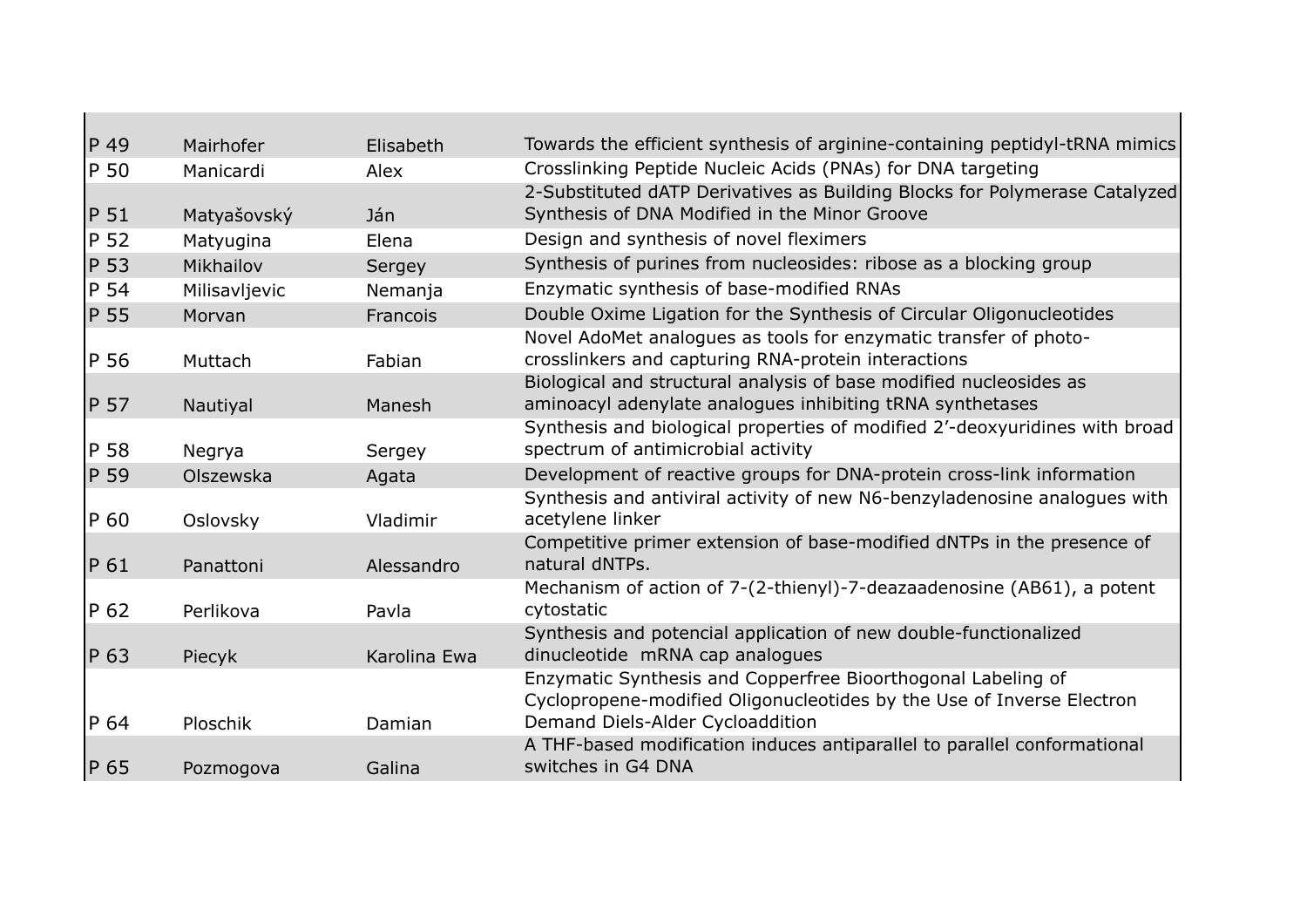| | | | |
|---|---|---|---|
| P 49 | Mairhofer | Elisabeth | Towards the efficient synthesis of arginine-containing peptidyl-tRNA mimics |
| P 50 | Manicardi | Alex | Crosslinking Peptide Nucleic Acids (PNAs) for DNA targeting |
| P 51 | Matyašovský | Ján | 2-Substituted dATP Derivatives as Building Blocks for Polymerase Catalyzed Synthesis of DNA Modified in the Minor Groove |
| P 52 | Matyugina | Elena | Design and synthesis of novel fleximers |
| P 53 | Mikhailov | Sergey | Synthesis of purines from nucleosides: ribose as a blocking group |
| P 54 | Milisavljevic | Nemanja | Enzymatic synthesis of base-modified RNAs |
| P 55 | Morvan | Francois | Double Oxime Ligation for the Synthesis of Circular Oligonucleotides |
| P 56 | Muttach | Fabian | Novel AdoMet analogues as tools for enzymatic transfer of photo-crosslinkers and capturing RNA-protein interactions |
| P 57 | Nautiyal | Manesh | Biological and structural analysis of base modified nucleosides as aminoacyl adenylate analogues inhibiting tRNA synthetases |
| P 58 | Negrya | Sergey | Synthesis and biological properties of modified 2'-deoxyuridines with broad spectrum of antimicrobial activity |
| P 59 | Olszewska | Agata | Development of reactive groups for DNA-protein cross-link information |
| P 60 | Oslovsky | Vladimir | Synthesis and antiviral activity of new N6-benzyladenosine analogues with acetylene linker |
| P 61 | Panattoni | Alessandro | Competitive primer extension of base-modified dNTPs in the presence of natural dNTPs. |
| P 62 | Perlikova | Pavla | Mechanism of action of 7-(2-thienyl)-7-deazaadenosine (AB61), a potent cytostatic |
| P 63 | Piecyk | Karolina Ewa | Synthesis and potencial application of new double-functionalized dinucleotide mRNA cap analogues |
| P 64 | Ploschik | Damian | Enzymatic Synthesis and Copperfree Bioorthogonal Labeling of Cyclopropene-modified Oligonucleotides by the Use of Inverse Electron Demand Diels-Alder Cycloaddition |
| P 65 | Pozmogova | Galina | A THF-based modification induces antiparallel to parallel conformational switches in G4 DNA |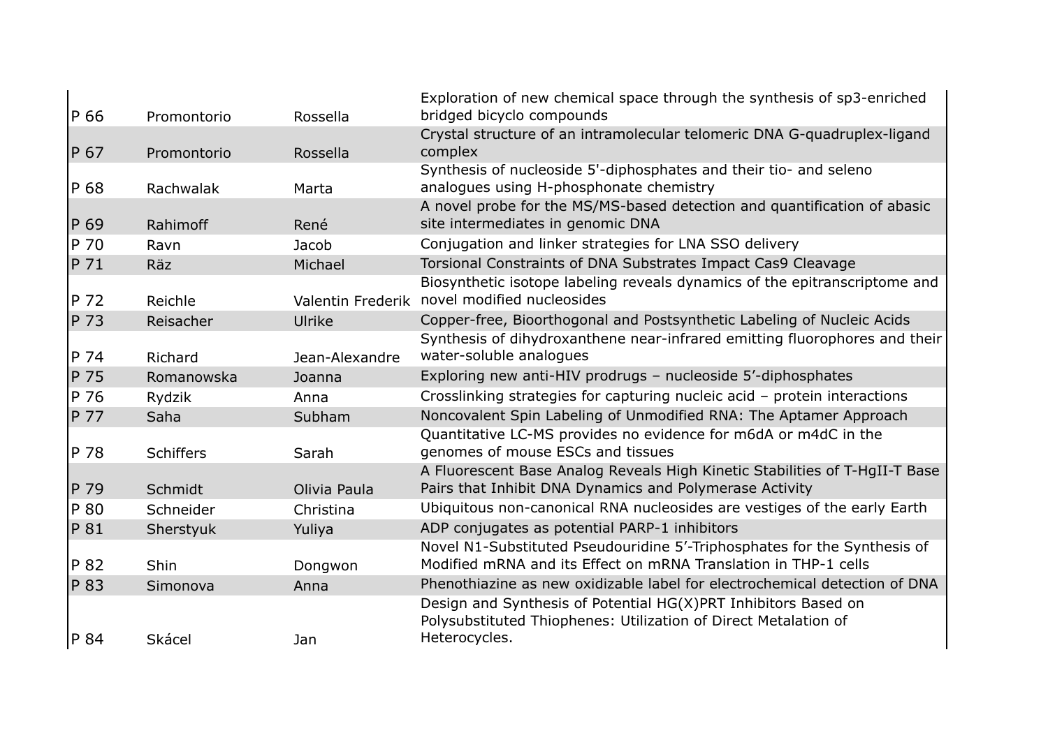| | | | |
|---|---|---|---|
| P 66 | Promontorio | Rossella | Exploration of new chemical space through the synthesis of sp3-enriched bridged bicyclo compounds |
| P 67 | Promontorio | Rossella | Crystal structure of an intramolecular telomeric DNA G-quadruplex-ligand complex |
| P 68 | Rachwalak | Marta | Synthesis of nucleoside 5'-diphosphates and their tio- and seleno analogues using H-phosphonate chemistry |
| P 69 | Rahimoff | René | A novel probe for the MS/MS-based detection and quantification of abasic site intermediates in genomic DNA |
| P 70 | Ravn | Jacob | Conjugation and linker strategies for LNA SSO delivery |
| P 71 | Räz | Michael | Torsional Constraints of DNA Substrates Impact Cas9 Cleavage |
| P 72 | Reichle | Valentin Frederik | Biosynthetic isotope labeling reveals dynamics of the epitranscriptome and novel modified nucleosides |
| P 73 | Reisacher | Ulrike | Copper-free, Bioorthogonal and Postsynthetic Labeling of Nucleic Acids |
| P 74 | Richard | Jean-Alexandre | Synthesis of dihydroxanthene near-infrared emitting fluorophores and their water-soluble analogues |
| P 75 | Romanowska | Joanna | Exploring new anti-HIV prodrugs – nucleoside 5'-diphosphates |
| P 76 | Rydzik | Anna | Crosslinking strategies for capturing nucleic acid – protein interactions |
| P 77 | Saha | Subham | Noncovalent Spin Labeling of Unmodified RNA: The Aptamer Approach |
| P 78 | Schiffers | Sarah | Quantitative LC-MS provides no evidence for m6dA or m4dC in the genomes of mouse ESCs and tissues |
| P 79 | Schmidt | Olivia Paula | A Fluorescent Base Analog Reveals High Kinetic Stabilities of T-HgII-T Base Pairs that Inhibit DNA Dynamics and Polymerase Activity |
| P 80 | Schneider | Christina | Ubiquitous non-canonical RNA nucleosides are vestiges of the early Earth |
| P 81 | Sherstyuk | Yuliya | ADP conjugates as potential PARP-1 inhibitors |
| P 82 | Shin | Dongwon | Novel N1-Substituted Pseudouridine 5'-Triphosphates for the Synthesis of Modified mRNA and its Effect on mRNA Translation in THP-1 cells |
| P 83 | Simonova | Anna | Phenothiazine as new oxidizable label for electrochemical detection of DNA |
| P 84 | Skácel | Jan | Design and Synthesis of Potential HG(X)PRT Inhibitors Based on Polysubstituted Thiophenes: Utilization of Direct Metalation of Heterocycles. |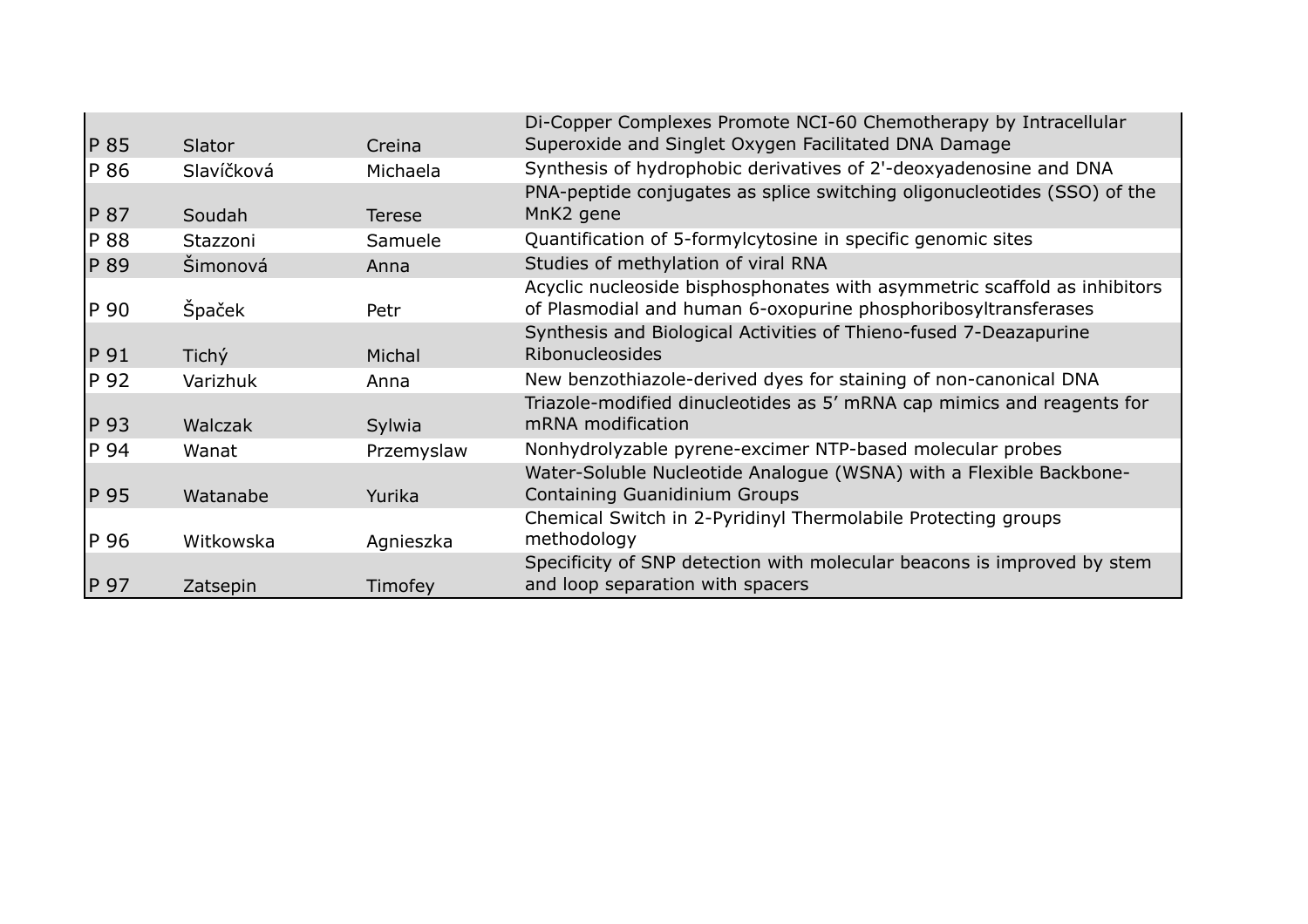| | | | |
|---|---|---|---|
| P 85 | Slator | Creina | Di-Copper Complexes Promote NCI-60 Chemotherapy by Intracellular Superoxide and Singlet Oxygen Facilitated DNA Damage |
| P 86 | Slavíčková | Michaela | Synthesis of hydrophobic derivatives of 2'-deoxyadenosine and DNA |
| P 87 | Soudah | Terese | PNA-peptide conjugates as splice switching oligonucleotides (SSO) of the MnK2 gene |
| P 88 | Stazzoni | Samuele | Quantification of 5-formylcytosine in specific genomic sites |
| P 89 | Šimonová | Anna | Studies of methylation of viral RNA |
| P 90 | Špaček | Petr | Acyclic nucleoside bisphosphonates with asymmetric scaffold as inhibitors of Plasmodial and human 6-oxopurine phosphoribosyltransferases |
| P 91 | Tichý | Michal | Synthesis and Biological Activities of Thieno-fused 7-Deazapurine Ribonucleosides |
| P 92 | Varizhuk | Anna | New benzothiazole-derived dyes for staining of non-canonical DNA |
| P 93 | Walczak | Sylwia | Triazole-modified dinucleotides as 5’ mRNA cap mimics and reagents for mRNA modification |
| P 94 | Wanat | Przemyslaw | Nonhydrolyzable pyrene-excimer NTP-based molecular probes |
| P 95 | Watanabe | Yurika | Water-Soluble Nucleotide Analogue (WSNA) with a Flexible Backbone-Containing Guanidinium Groups |
| P 96 | Witkowska | Agnieszka | Chemical Switch in 2-Pyridinyl Thermolabile Protecting groups methodology |
| P 97 | Zatsepin | Timofey | Specificity of SNP detection with molecular beacons is improved by stem and loop separation with spacers |